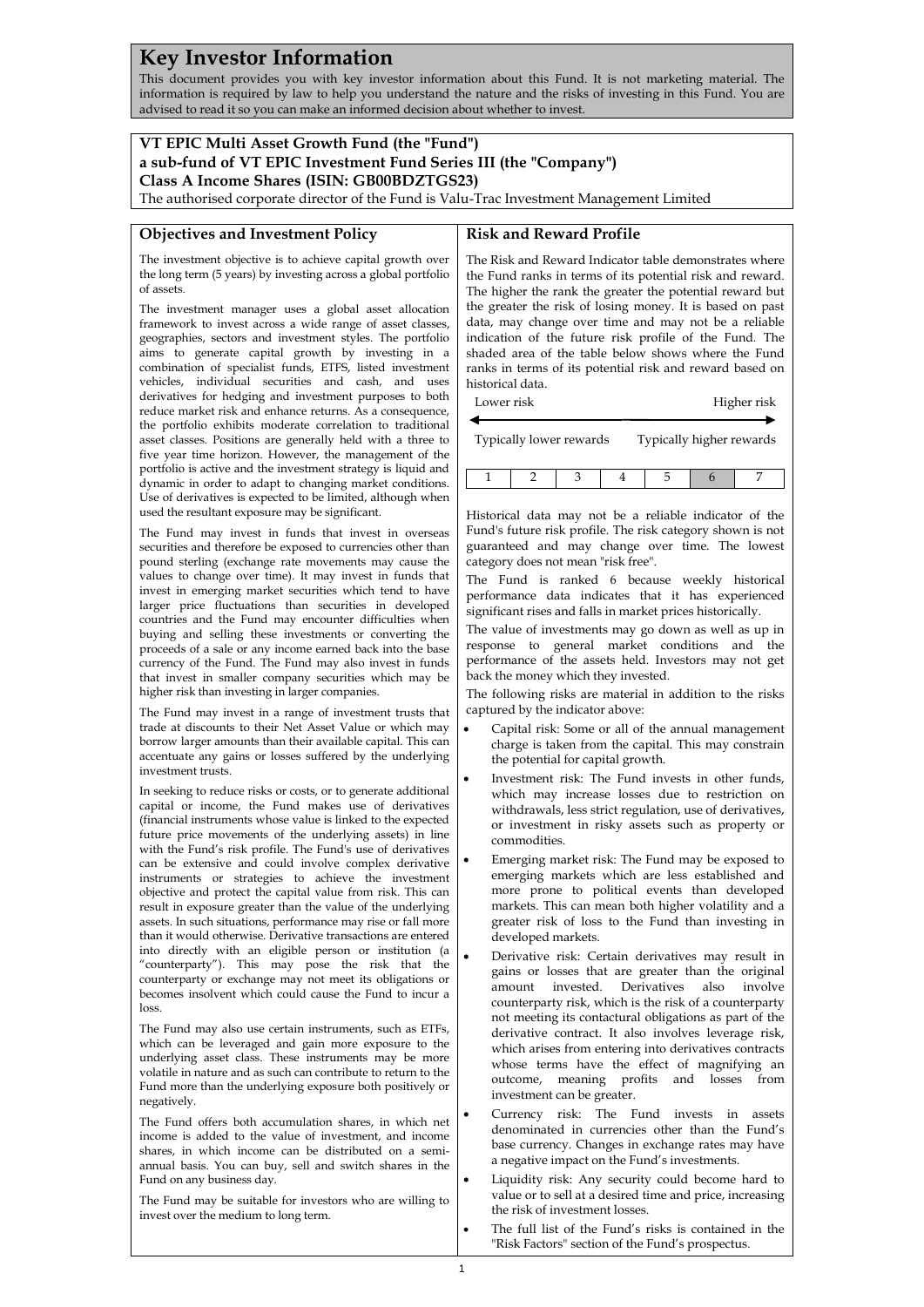# Key Investor Information

This document provides you with key investor information about this Fund. It is not marketing material. The information is required by law to help you understand the nature and the risks of investing in this Fund. You are advised to read it so you can make an informed decision about whether to invest.

**VT EPIC Multi Asset Growth Fund (the "Fund")**
**a sub-fund of VT EPIC Investment Fund Series III (the "Company")**
**Class A Income Shares (ISIN: GB00BDZTGS23)**
The authorised corporate director of the Fund is Valu-Trac Investment Management Limited

## Objectives and Investment Policy

The investment objective is to achieve capital growth over the long term (5 years) by investing across a global portfolio of assets.

The investment manager uses a global asset allocation framework to invest across a wide range of asset classes, geographies, sectors and investment styles. The portfolio aims to generate capital growth by investing in a combination of specialist funds, ETFS, listed investment vehicles, individual securities and cash, and uses derivatives for hedging and investment purposes to both reduce market risk and enhance returns. As a consequence, the portfolio exhibits moderate correlation to traditional asset classes. Positions are generally held with a three to five year time horizon. However, the management of the portfolio is active and the investment strategy is liquid and dynamic in order to adapt to changing market conditions. Use of derivatives is expected to be limited, although when used the resultant exposure may be significant.

The Fund may invest in funds that invest in overseas securities and therefore be exposed to currencies other than pound sterling (exchange rate movements may cause the values to change over time). It may invest in funds that invest in emerging market securities which tend to have larger price fluctuations than securities in developed countries and the Fund may encounter difficulties when buying and selling these investments or converting the proceeds of a sale or any income earned back into the base currency of the Fund. The Fund may also invest in funds that invest in smaller company securities which may be higher risk than investing in larger companies.

The Fund may invest in a range of investment trusts that trade at discounts to their Net Asset Value or which may borrow larger amounts than their available capital. This can accentuate any gains or losses suffered by the underlying investment trusts.

In seeking to reduce risks or costs, or to generate additional capital or income, the Fund makes use of derivatives (financial instruments whose value is linked to the expected future price movements of the underlying assets) in line with the Fund's risk profile. The Fund's use of derivatives can be extensive and could involve complex derivative instruments or strategies to achieve the investment objective and protect the capital value from risk. This can result in exposure greater than the value of the underlying assets. In such situations, performance may rise or fall more than it would otherwise. Derivative transactions are entered into directly with an eligible person or institution (a "counterparty"). This may pose the risk that the counterparty or exchange may not meet its obligations or becomes insolvent which could cause the Fund to incur a loss.

The Fund may also use certain instruments, such as ETFs, which can be leveraged and gain more exposure to the underlying asset class. These instruments may be more volatile in nature and as such can contribute to return to the Fund more than the underlying exposure both positively or negatively.

The Fund offers both accumulation shares, in which net income is added to the value of investment, and income shares, in which income can be distributed on a semi-annual basis. You can buy, sell and switch shares in the Fund on any business day.

The Fund may be suitable for investors who are willing to invest over the medium to long term.

## Risk and Reward Profile

The Risk and Reward Indicator table demonstrates where the Fund ranks in terms of its potential risk and reward. The higher the rank the greater the potential reward but the greater the risk of losing money. It is based on past data, may change over time and may not be a reliable indication of the future risk profile of the Fund. The shaded area of the table below shows where the Fund ranks in terms of its potential risk and reward based on historical data.

Lower risk — Higher risk

Typically lower rewards — Typically higher rewards

| | | | | | | |
|---|---|---|---|---|---|---|
| 1 | 2 | 3 | 4 | 5 | **6** | 7 |

Historical data may not be a reliable indicator of the Fund's future risk profile. The risk category shown is not guaranteed and may change over time. The lowest category does not mean "risk free".

The Fund is ranked 6 because weekly historical performance data indicates that it has experienced significant rises and falls in market prices historically.

The value of investments may go down as well as up in response to general market conditions and the performance of the assets held. Investors may not get back the money which they invested.

The following risks are material in addition to the risks captured by the indicator above:

- Capital risk: Some or all of the annual management charge is taken from the capital. This may constrain the potential for capital growth.
- Investment risk: The Fund invests in other funds, which may increase losses due to restriction on withdrawals, less strict regulation, use of derivatives, or investment in risky assets such as property or commodities.
- Emerging market risk: The Fund may be exposed to emerging markets which are less established and more prone to political events than developed markets. This can mean both higher volatility and a greater risk of loss to the Fund than investing in developed markets.
- Derivative risk: Certain derivatives may result in gains or losses that are greater than the original amount invested. Derivatives also involve counterparty risk, which is the risk of a counterparty not meeting its contactural obligations as part of the derivative contract. It also involves leverage risk, which arises from entering into derivatives contracts whose terms have the effect of magnifying an outcome, meaning profits and losses from investment can be greater.
- Currency risk: The Fund invests in assets denominated in currencies other than the Fund's base currency. Changes in exchange rates may have a negative impact on the Fund's investments.
- Liquidity risk: Any security could become hard to value or to sell at a desired time and price, increasing the risk of investment losses.
- The full list of the Fund's risks is contained in the "Risk Factors" section of the Fund's prospectus.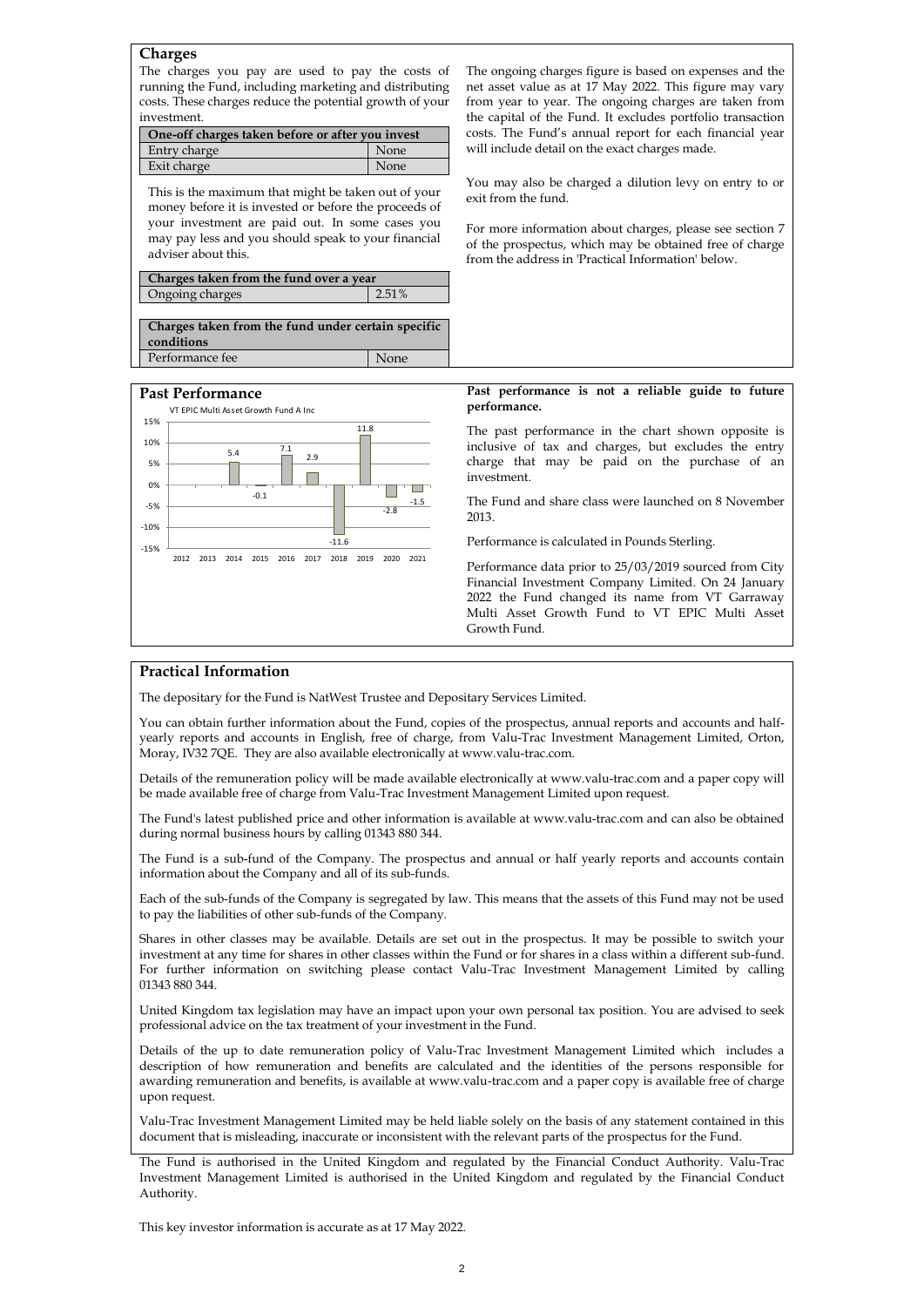## Charges

The charges you pay are used to pay the costs of running the Fund, including marketing and distributing costs. These charges reduce the potential growth of your investment.

| One-off charges taken before or after you invest | |
|---|---|
| Entry charge | None |
| Exit charge | None |

This is the maximum that might be taken out of your money before it is invested or before the proceeds of your investment are paid out. In some cases you may pay less and you should speak to your financial adviser about this.

| Charges taken from the fund over a year | |
|---|---|
| Ongoing charges | 2.51% |

| Charges taken from the fund under certain specific conditions | |
|---|---|
| Performance fee | None |

The ongoing charges figure is based on expenses and the net asset value as at 17 May 2022. This figure may vary from year to year. The ongoing charges are taken from the capital of the Fund. It excludes portfolio transaction costs. The Fund's annual report for each financial year will include detail on the exact charges made.

You may also be charged a dilution levy on entry to or exit from the fund.

For more information about charges, please see section 7 of the prospectus, which may be obtained free of charge from the address in 'Practical Information' below.

## Past Performance

VT EPIC Multi Asset Growth Fund A Inc

15%
10%
5%
0%
-5%
-10%
-15%

2012 2013 2014 2015 2016 2017 2018 2019 2020 2021

5.4
-0.1
7.1
2.9
-11.6
11.8
-2.8
-1.5

**Past performance is not a reliable guide to future performance.**

The past performance in the chart shown opposite is inclusive of tax and charges, but excludes the entry charge that may be paid on the purchase of an investment.

The Fund and share class were launched on 8 November 2013.

Performance is calculated in Pounds Sterling.

Performance data prior to 25/03/2019 sourced from City Financial Investment Company Limited. On 24 January 2022 the Fund changed its name from VT Garraway Multi Asset Growth Fund to VT EPIC Multi Asset Growth Fund.

## Practical Information

The depositary for the Fund is NatWest Trustee and Depositary Services Limited.

You can obtain further information about the Fund, copies of the prospectus, annual reports and accounts and half-yearly reports and accounts in English, free of charge, from Valu-Trac Investment Management Limited, Orton, Moray, IV32 7QE. They are also available electronically at www.valu-trac.com.

Details of the remuneration policy will be made available electronically at www.valu-trac.com and a paper copy will be made available free of charge from Valu-Trac Investment Management Limited upon request.

The Fund's latest published price and other information is available at www.valu-trac.com and can also be obtained during normal business hours by calling 01343 880 344.

The Fund is a sub-fund of the Company. The prospectus and annual or half yearly reports and accounts contain information about the Company and all of its sub-funds.

Each of the sub-funds of the Company is segregated by law. This means that the assets of this Fund may not be used to pay the liabilities of other sub-funds of the Company.

Shares in other classes may be available. Details are set out in the prospectus. It may be possible to switch your investment at any time for shares in other classes within the Fund or for shares in a class within a different sub-fund. For further information on switching please contact Valu-Trac Investment Management Limited by calling 01343 880 344.

United Kingdom tax legislation may have an impact upon your own personal tax position. You are advised to seek professional advice on the tax treatment of your investment in the Fund.

Details of the up to date remuneration policy of Valu-Trac Investment Management Limited which includes a description of how remuneration and benefits are calculated and the identities of the persons responsible for awarding remuneration and benefits, is available at www.valu-trac.com and a paper copy is available free of charge upon request.

Valu-Trac Investment Management Limited may be held liable solely on the basis of any statement contained in this document that is misleading, inaccurate or inconsistent with the relevant parts of the prospectus for the Fund.

The Fund is authorised in the United Kingdom and regulated by the Financial Conduct Authority. Valu-Trac Investment Management Limited is authorised in the United Kingdom and regulated by the Financial Conduct Authority.

This key investor information is accurate as at 17 May 2022.